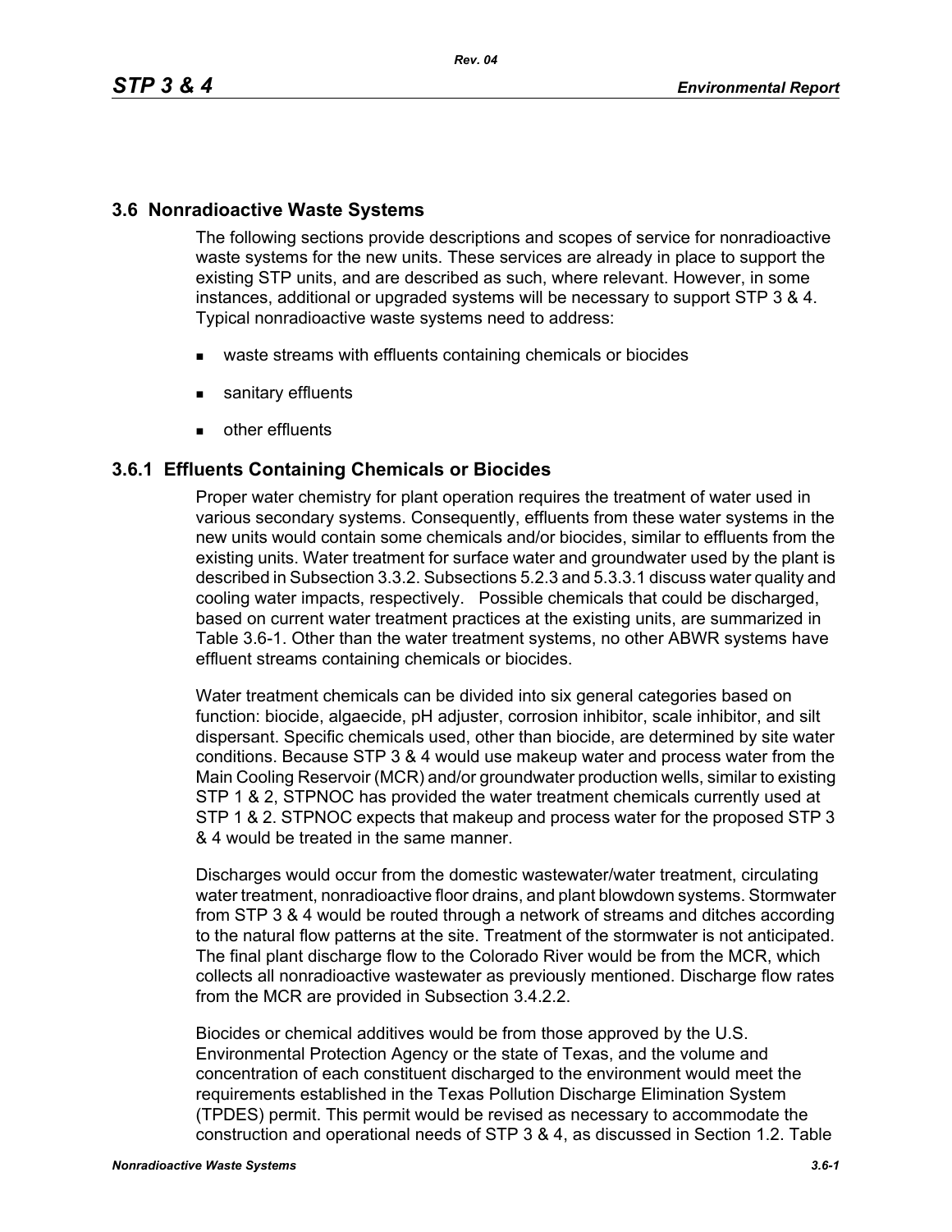## 3.6 Nonradioactive Waste Systems

The following sections provide descriptions and scopes of service for nonradioactive waste systems for the new units. These services are already in place to support the existing STP units, and are described as such, where relevant. However, in some instances, additional or upgraded systems will be necessary to support STP 3 & 4. Typical nonradioactive waste systems need to address:

- waste streams with effluents containing chemicals or biocides
- sanitary effluents
- other effluents

### 3.6.1 Effluents Containing Chemicals or Biocides

Proper water chemistry for plant operation requires the treatment of water used in various secondary systems. Consequently, effluents from these water systems in the new units would contain some chemicals and/or biocides, similar to effluents from the existing units. Water treatment for surface water and groundwater used by the plant is described in Subsection 3.3.2. Subsections 5.2.3 and 5.3.3.1 discuss water quality and cooling water impacts, respectively. Possible chemicals that could be discharged, based on current water treatment practices at the existing units, are summarized in Table 3.6-1. Other than the water treatment systems, no other ABWR systems have effluent streams containing chemicals or biocides.

Water treatment chemicals can be divided into six general categories based on function: biocide, algaecide, pH adjuster, corrosion inhibitor, scale inhibitor, and silt dispersant. Specific chemicals used, other than biocide, are determined by site water conditions. Because STP 3 & 4 would use makeup water and process water from the Main Cooling Reservoir (MCR) and/or groundwater production wells, similar to existing STP 1 & 2, STPNOC has provided the water treatment chemicals currently used at STP 1 & 2. STPNOC expects that makeup and process water for the proposed STP 3 & 4 would be treated in the same manner.

Discharges would occur from the domestic wastewater/water treatment, circulating water treatment, nonradioactive floor drains, and plant blowdown systems. Stormwater from STP 3 & 4 would be routed through a network of streams and ditches according to the natural flow patterns at the site. Treatment of the stormwater is not anticipated. The final plant discharge flow to the Colorado River would be from the MCR, which collects all nonradioactive wastewater as previously mentioned. Discharge flow rates from the MCR are provided in Subsection 3.4.2.2.

Biocides or chemical additives would be from those approved by the U.S. Environmental Protection Agency or the state of Texas, and the volume and concentration of each constituent discharged to the environment would meet the requirements established in the Texas Pollution Discharge Elimination System (TPDES) permit. This permit would be revised as necessary to accommodate the construction and operational needs of STP 3 & 4, as discussed in Section 1.2. Table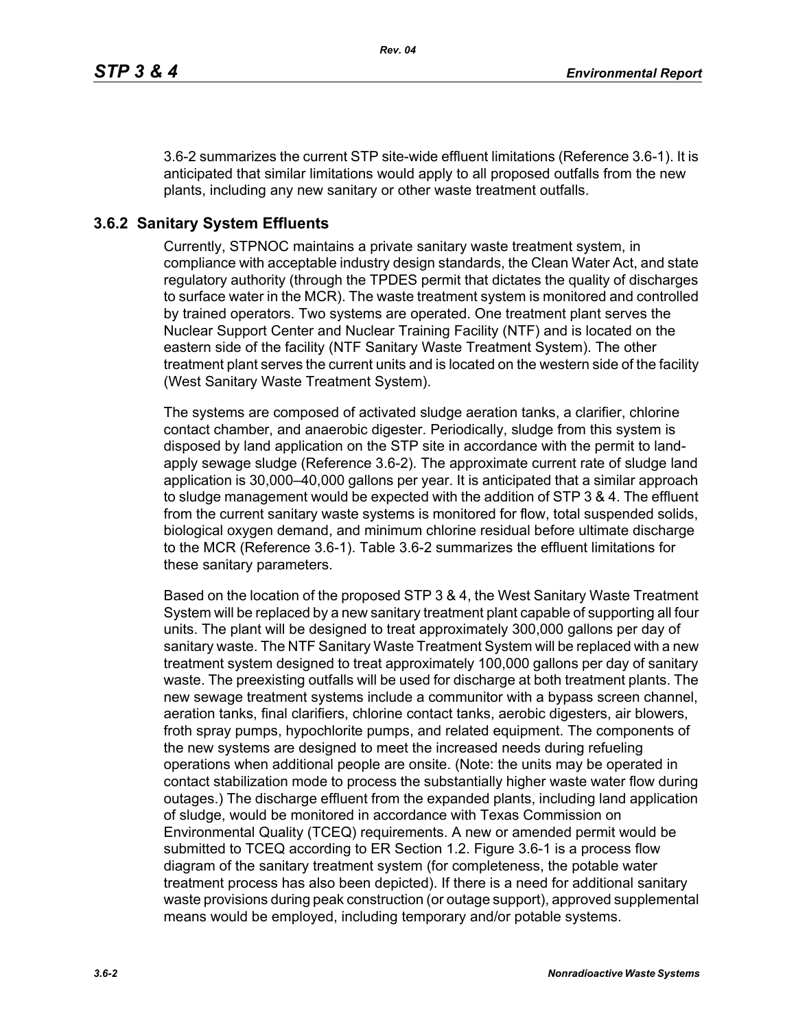3.6-2 summarizes the current STP site-wide effluent limitations (Reference 3.6-1). It is anticipated that similar limitations would apply to all proposed outfalls from the new plants, including any new sanitary or other waste treatment outfalls.

## 3.6.2 Sanitary System Effluents

Currently, STPNOC maintains a private sanitary waste treatment system, in compliance with acceptable industry design standards, the Clean Water Act, and state regulatory authority (through the TPDES permit that dictates the quality of discharges to surface water in the MCR). The waste treatment system is monitored and controlled by trained operators. Two systems are operated. One treatment plant serves the Nuclear Support Center and Nuclear Training Facility (NTF) and is located on the eastern side of the facility (NTF Sanitary Waste Treatment System). The other treatment plant serves the current units and is located on the western side of the facility (West Sanitary Waste Treatment System).

The systems are composed of activated sludge aeration tanks, a clarifier, chlorine contact chamber, and anaerobic digester. Periodically, sludge from this system is disposed by land application on the STP site in accordance with the permit to land-apply sewage sludge (Reference 3.6-2). The approximate current rate of sludge land application is 30,000–40,000 gallons per year. It is anticipated that a similar approach to sludge management would be expected with the addition of STP 3 & 4. The effluent from the current sanitary waste systems is monitored for flow, total suspended solids, biological oxygen demand, and minimum chlorine residual before ultimate discharge to the MCR (Reference 3.6-1). Table 3.6-2 summarizes the effluent limitations for these sanitary parameters.

Based on the location of the proposed STP 3 & 4, the West Sanitary Waste Treatment System will be replaced by a new sanitary treatment plant capable of supporting all four units. The plant will be designed to treat approximately 300,000 gallons per day of sanitary waste. The NTF Sanitary Waste Treatment System will be replaced with a new treatment system designed to treat approximately 100,000 gallons per day of sanitary waste. The preexisting outfalls will be used for discharge at both treatment plants. The new sewage treatment systems include a communitor with a bypass screen channel, aeration tanks, final clarifiers, chlorine contact tanks, aerobic digesters, air blowers, froth spray pumps, hypochlorite pumps, and related equipment. The components of the new systems are designed to meet the increased needs during refueling operations when additional people are onsite. (Note: the units may be operated in contact stabilization mode to process the substantially higher waste water flow during outages.) The discharge effluent from the expanded plants, including land application of sludge, would be monitored in accordance with Texas Commission on Environmental Quality (TCEQ) requirements. A new or amended permit would be submitted to TCEQ according to ER Section 1.2. Figure 3.6-1 is a process flow diagram of the sanitary treatment system (for completeness, the potable water treatment process has also been depicted). If there is a need for additional sanitary waste provisions during peak construction (or outage support), approved supplemental means would be employed, including temporary and/or potable systems.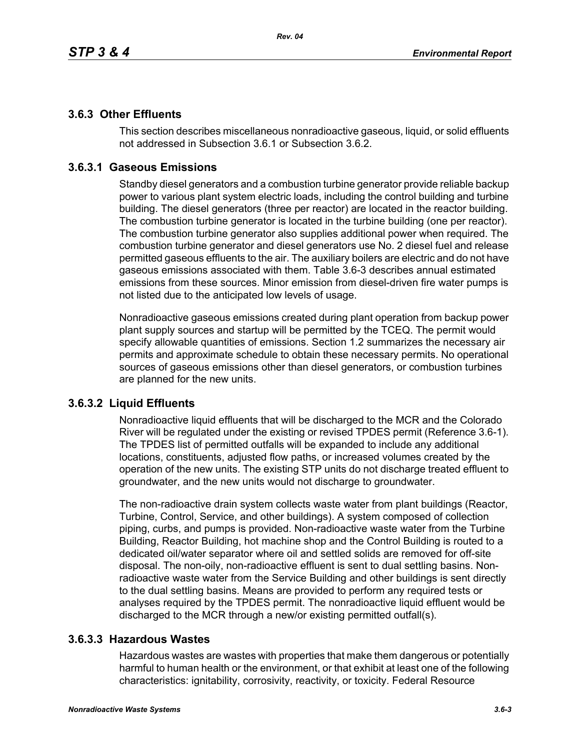### 3.6.3 Other Effluents

This section describes miscellaneous nonradioactive gaseous, liquid, or solid effluents not addressed in Subsection 3.6.1 or Subsection 3.6.2.

### 3.6.3.1 Gaseous Emissions

Standby diesel generators and a combustion turbine generator provide reliable backup power to various plant system electric loads, including the control building and turbine building. The diesel generators (three per reactor) are located in the reactor building. The combustion turbine generator is located in the turbine building (one per reactor). The combustion turbine generator also supplies additional power when required. The combustion turbine generator and diesel generators use No. 2 diesel fuel and release permitted gaseous effluents to the air. The auxiliary boilers are electric and do not have gaseous emissions associated with them. Table 3.6-3 describes annual estimated emissions from these sources. Minor emission from diesel-driven fire water pumps is not listed due to the anticipated low levels of usage.

Nonradioactive gaseous emissions created during plant operation from backup power plant supply sources and startup will be permitted by the TCEQ. The permit would specify allowable quantities of emissions. Section 1.2 summarizes the necessary air permits and approximate schedule to obtain these necessary permits. No operational sources of gaseous emissions other than diesel generators, or combustion turbines are planned for the new units.

### 3.6.3.2 Liquid Effluents

Nonradioactive liquid effluents that will be discharged to the MCR and the Colorado River will be regulated under the existing or revised TPDES permit (Reference 3.6-1). The TPDES list of permitted outfalls will be expanded to include any additional locations, constituents, adjusted flow paths, or increased volumes created by the operation of the new units. The existing STP units do not discharge treated effluent to groundwater, and the new units would not discharge to groundwater.

The non-radioactive drain system collects waste water from plant buildings (Reactor, Turbine, Control, Service, and other buildings). A system composed of collection piping, curbs, and pumps is provided. Non-radioactive waste water from the Turbine Building, Reactor Building, hot machine shop and the Control Building is routed to a dedicated oil/water separator where oil and settled solids are removed for off-site disposal. The non-oily, non-radioactive effluent is sent to dual settling basins. Non-radioactive waste water from the Service Building and other buildings is sent directly to the dual settling basins. Means are provided to perform any required tests or analyses required by the TPDES permit. The nonradioactive liquid effluent would be discharged to the MCR through a new/or existing permitted outfall(s).

### 3.6.3.3 Hazardous Wastes

Hazardous wastes are wastes with properties that make them dangerous or potentially harmful to human health or the environment, or that exhibit at least one of the following characteristics: ignitability, corrosivity, reactivity, or toxicity. Federal Resource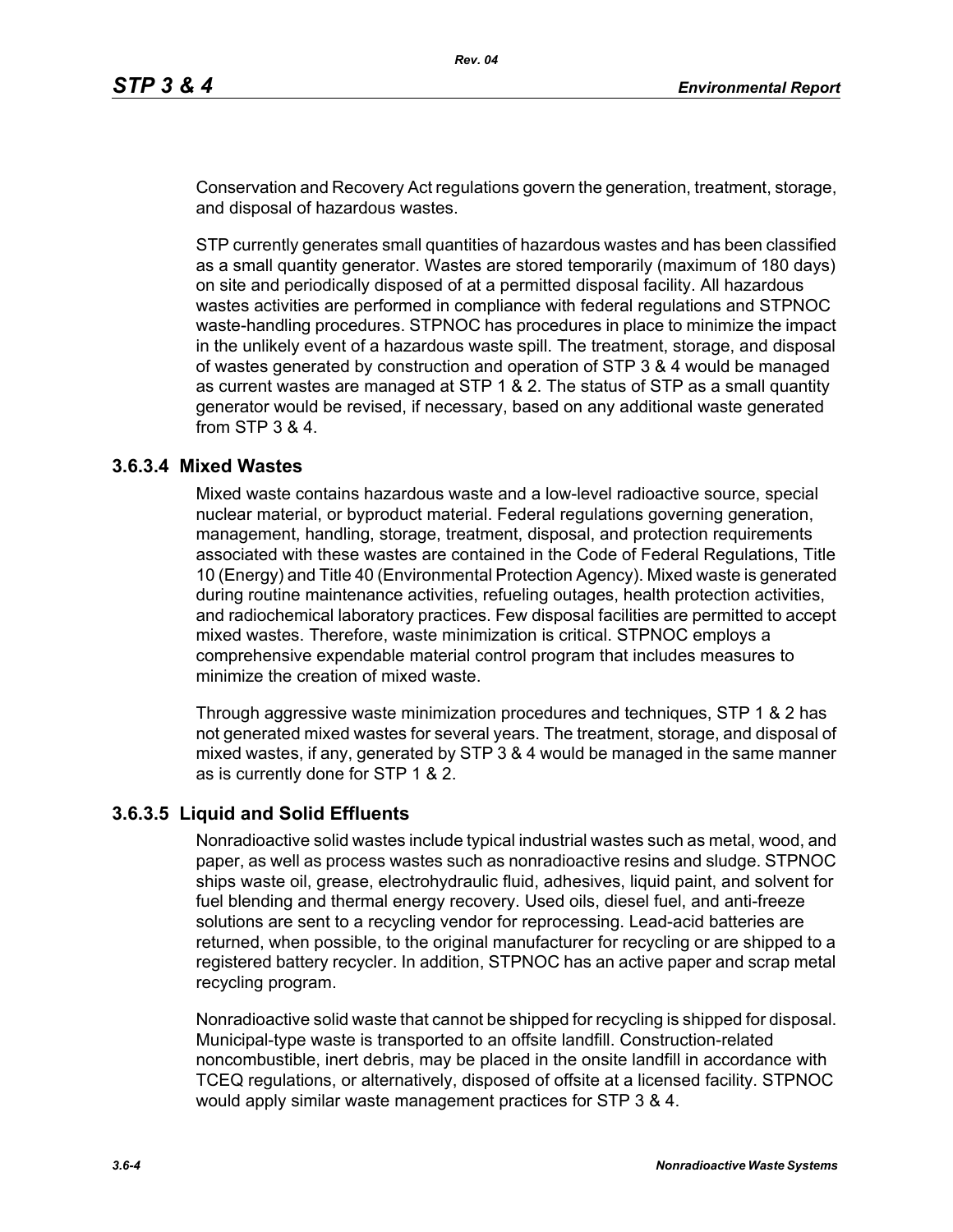Conservation and Recovery Act regulations govern the generation, treatment, storage, and disposal of hazardous wastes.

STP currently generates small quantities of hazardous wastes and has been classified as a small quantity generator. Wastes are stored temporarily (maximum of 180 days) on site and periodically disposed of at a permitted disposal facility. All hazardous wastes activities are performed in compliance with federal regulations and STPNOC waste-handling procedures. STPNOC has procedures in place to minimize the impact in the unlikely event of a hazardous waste spill. The treatment, storage, and disposal of wastes generated by construction and operation of STP 3 & 4 would be managed as current wastes are managed at STP 1 & 2. The status of STP as a small quantity generator would be revised, if necessary, based on any additional waste generated from STP 3 & 4.

### 3.6.3.4 Mixed Wastes

Mixed waste contains hazardous waste and a low-level radioactive source, special nuclear material, or byproduct material. Federal regulations governing generation, management, handling, storage, treatment, disposal, and protection requirements associated with these wastes are contained in the Code of Federal Regulations, Title 10 (Energy) and Title 40 (Environmental Protection Agency). Mixed waste is generated during routine maintenance activities, refueling outages, health protection activities, and radiochemical laboratory practices. Few disposal facilities are permitted to accept mixed wastes. Therefore, waste minimization is critical. STPNOC employs a comprehensive expendable material control program that includes measures to minimize the creation of mixed waste.

Through aggressive waste minimization procedures and techniques, STP 1 & 2 has not generated mixed wastes for several years. The treatment, storage, and disposal of mixed wastes, if any, generated by STP 3 & 4 would be managed in the same manner as is currently done for STP 1 & 2.

### 3.6.3.5 Liquid and Solid Effluents

Nonradioactive solid wastes include typical industrial wastes such as metal, wood, and paper, as well as process wastes such as nonradioactive resins and sludge. STPNOC ships waste oil, grease, electrohydraulic fluid, adhesives, liquid paint, and solvent for fuel blending and thermal energy recovery. Used oils, diesel fuel, and anti-freeze solutions are sent to a recycling vendor for reprocessing. Lead-acid batteries are returned, when possible, to the original manufacturer for recycling or are shipped to a registered battery recycler. In addition, STPNOC has an active paper and scrap metal recycling program.

Nonradioactive solid waste that cannot be shipped for recycling is shipped for disposal. Municipal-type waste is transported to an offsite landfill. Construction-related noncombustible, inert debris, may be placed in the onsite landfill in accordance with TCEQ regulations, or alternatively, disposed of offsite at a licensed facility. STPNOC would apply similar waste management practices for STP 3 & 4.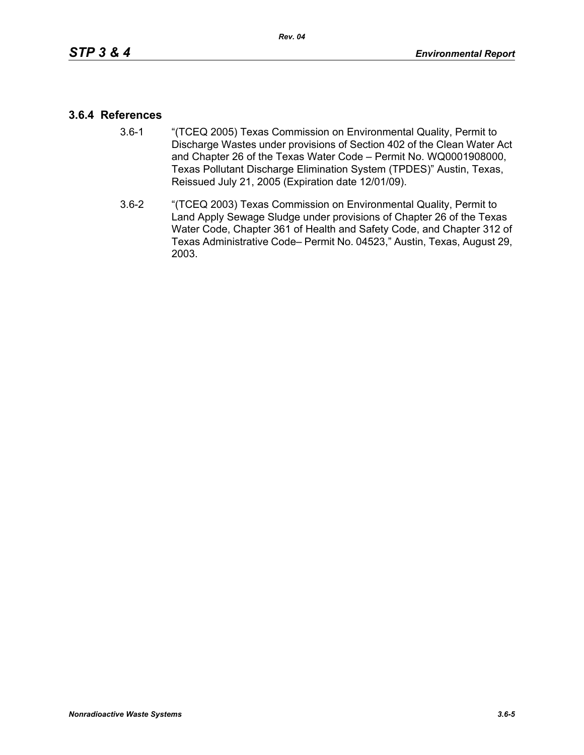### 3.6.4 References

3.6-1 "(TCEQ 2005) Texas Commission on Environmental Quality, Permit to Discharge Wastes under provisions of Section 402 of the Clean Water Act and Chapter 26 of the Texas Water Code – Permit No. WQ0001908000, Texas Pollutant Discharge Elimination System (TPDES)" Austin, Texas, Reissued July 21, 2005 (Expiration date 12/01/09).

3.6-2 "(TCEQ 2003) Texas Commission on Environmental Quality, Permit to Land Apply Sewage Sludge under provisions of Chapter 26 of the Texas Water Code, Chapter 361 of Health and Safety Code, and Chapter 312 of Texas Administrative Code– Permit No. 04523," Austin, Texas, August 29, 2003.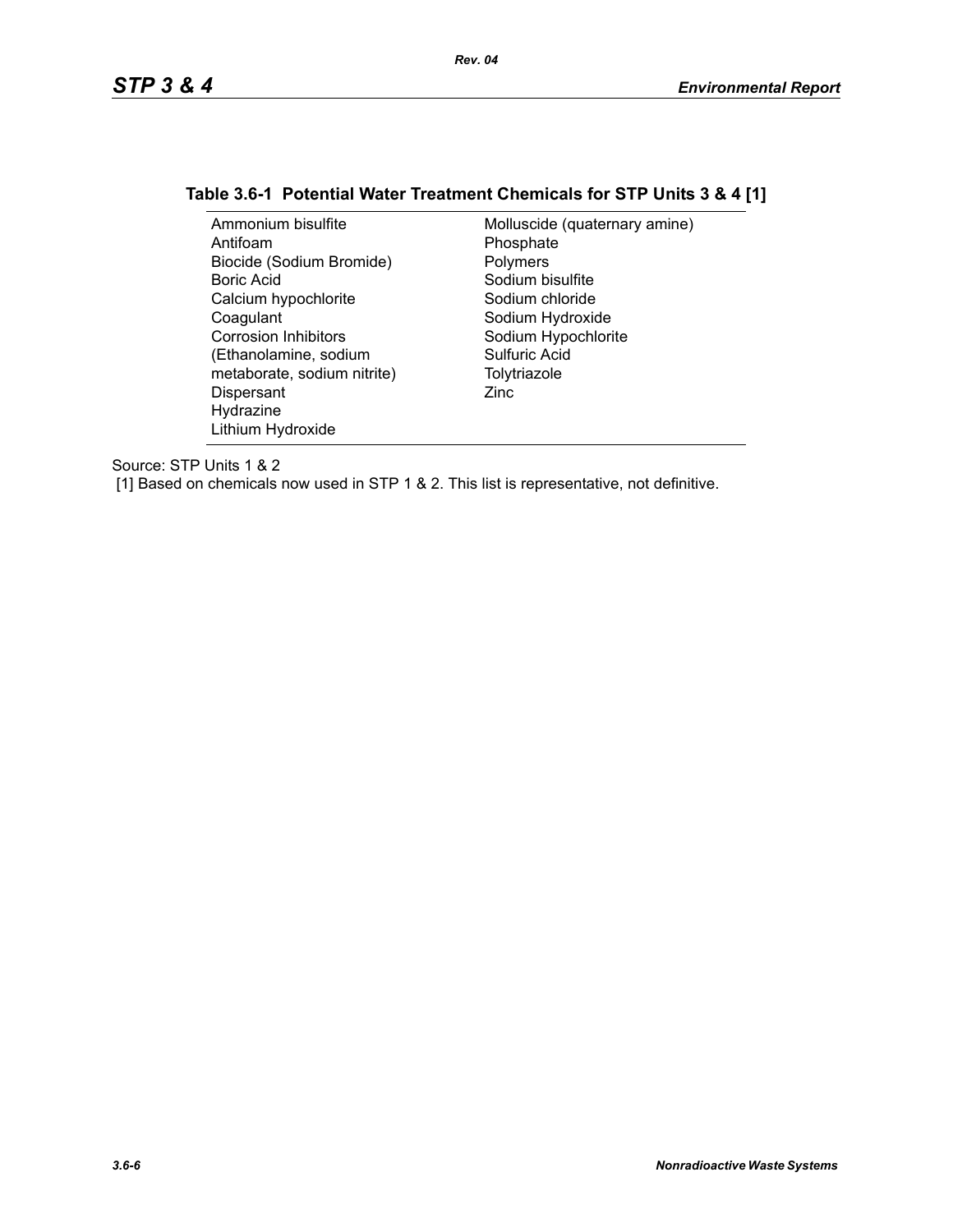**Table 3.6-1 Potential Water Treatment Chemicals for STP Units 3 & 4 [1]**

| | |
|---|---|
| Ammonium bisulfite | Molluscide (quaternary amine) |
| Antifoam | Phosphate |
| Biocide (Sodium Bromide) | Polymers |
| Boric Acid | Sodium bisulfite |
| Calcium hypochlorite | Sodium chloride |
| Coagulant | Sodium Hydroxide |
| Corrosion Inhibitors (Ethanolamine, sodium metaborate, sodium nitrite) | Sodium Hypochlorite |
| Dispersant | Sulfuric Acid |
| Hydrazine | Tolytriazole |
| Lithium Hydroxide | Zinc |

Source: STP Units 1 & 2

[1] Based on chemicals now used in STP 1 & 2. This list is representative, not definitive.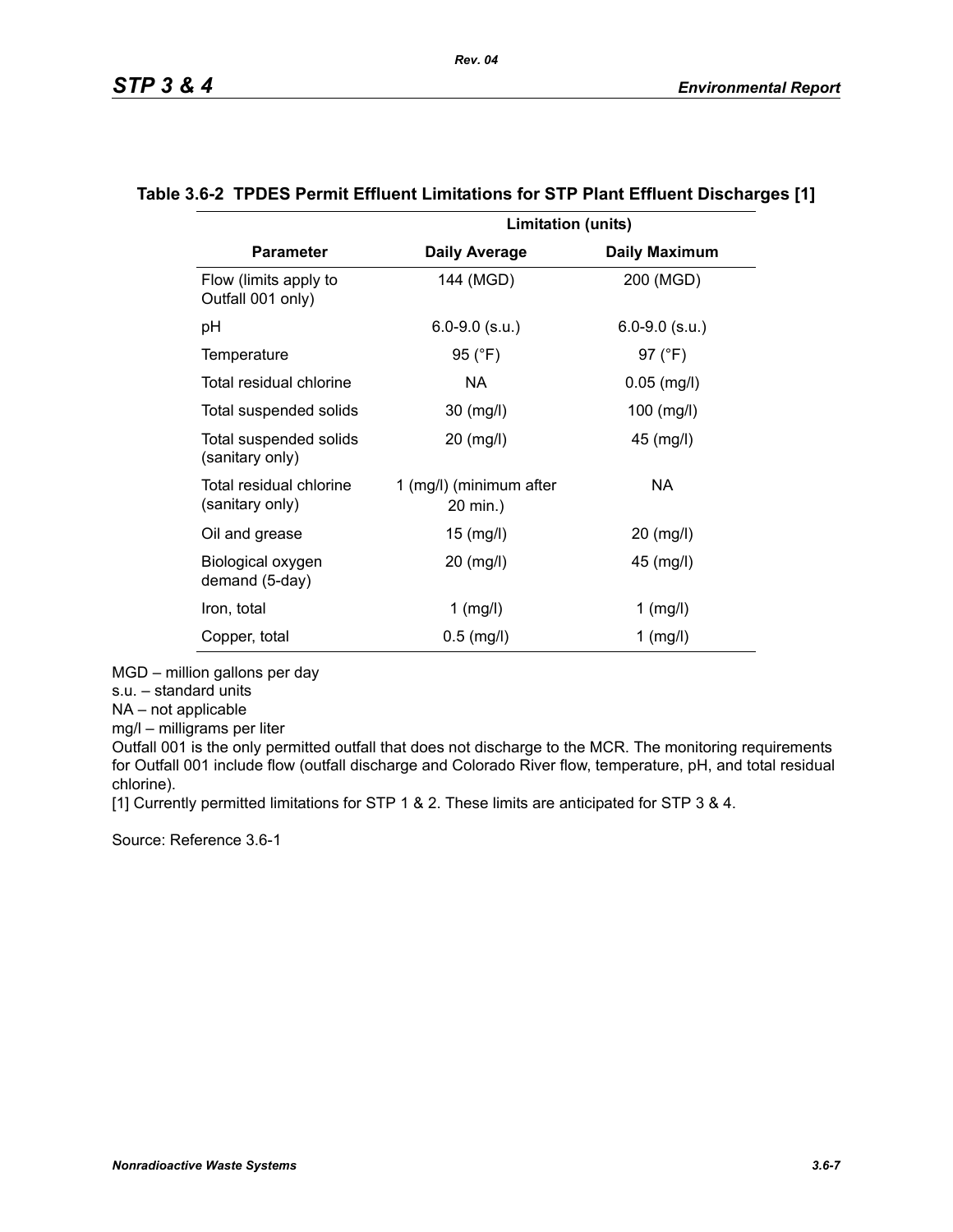**Table 3.6-2 TPDES Permit Effluent Limitations for STP Plant Effluent Discharges [1]**

| | Limitation (units) | |
|---|---|---|
| **Parameter** | **Daily Average** | **Daily Maximum** |
| Flow (limits apply to Outfall 001 only) | 144 (MGD) | 200 (MGD) |
| pH | 6.0-9.0 (s.u.) | 6.0-9.0 (s.u.) |
| Temperature | 95 (°F) | 97 (°F) |
| Total residual chlorine | NA | 0.05 (mg/l) |
| Total suspended solids | 30 (mg/l) | 100 (mg/l) |
| Total suspended solids (sanitary only) | 20 (mg/l) | 45 (mg/l) |
| Total residual chlorine (sanitary only) | 1 (mg/l) (minimum after 20 min.) | NA |
| Oil and grease | 15 (mg/l) | 20 (mg/l) |
| Biological oxygen demand (5-day) | 20 (mg/l) | 45 (mg/l) |
| Iron, total | 1 (mg/l) | 1 (mg/l) |
| Copper, total | 0.5 (mg/l) | 1 (mg/l) |

MGD – million gallons per day

s.u. – standard units

NA – not applicable

mg/l – milligrams per liter

Outfall 001 is the only permitted outfall that does not discharge to the MCR. The monitoring requirements for Outfall 001 include flow (outfall discharge and Colorado River flow, temperature, pH, and total residual chlorine).

[1] Currently permitted limitations for STP 1 & 2. These limits are anticipated for STP 3 & 4.

Source: Reference 3.6-1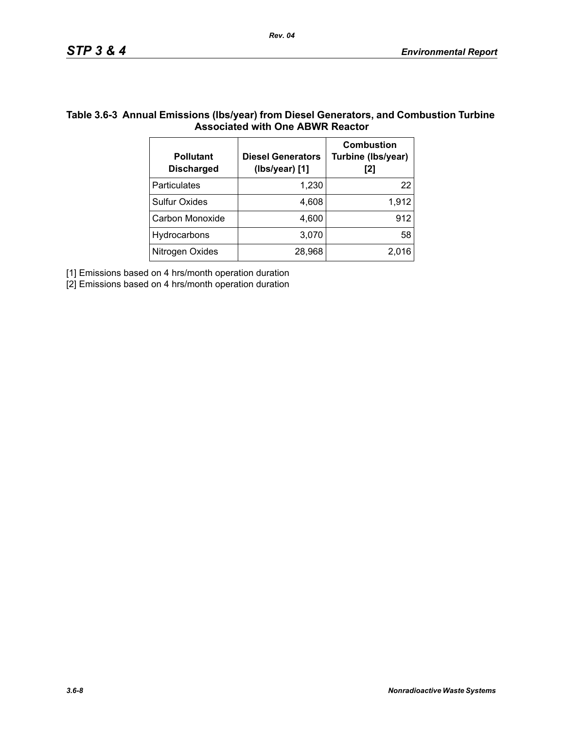**Table 3.6-3 Annual Emissions (lbs/year) from Diesel Generators, and Combustion Turbine Associated with One ABWR Reactor**

| Pollutant Discharged | Diesel Generators (lbs/year) [1] | Combustion Turbine (lbs/year) [2] |
|---|---|---|
| Particulates | 1,230 | 22 |
| Sulfur Oxides | 4,608 | 1,912 |
| Carbon Monoxide | 4,600 | 912 |
| Hydrocarbons | 3,070 | 58 |
| Nitrogen Oxides | 28,968 | 2,016 |

[1] Emissions based on 4 hrs/month operation duration

[2] Emissions based on 4 hrs/month operation duration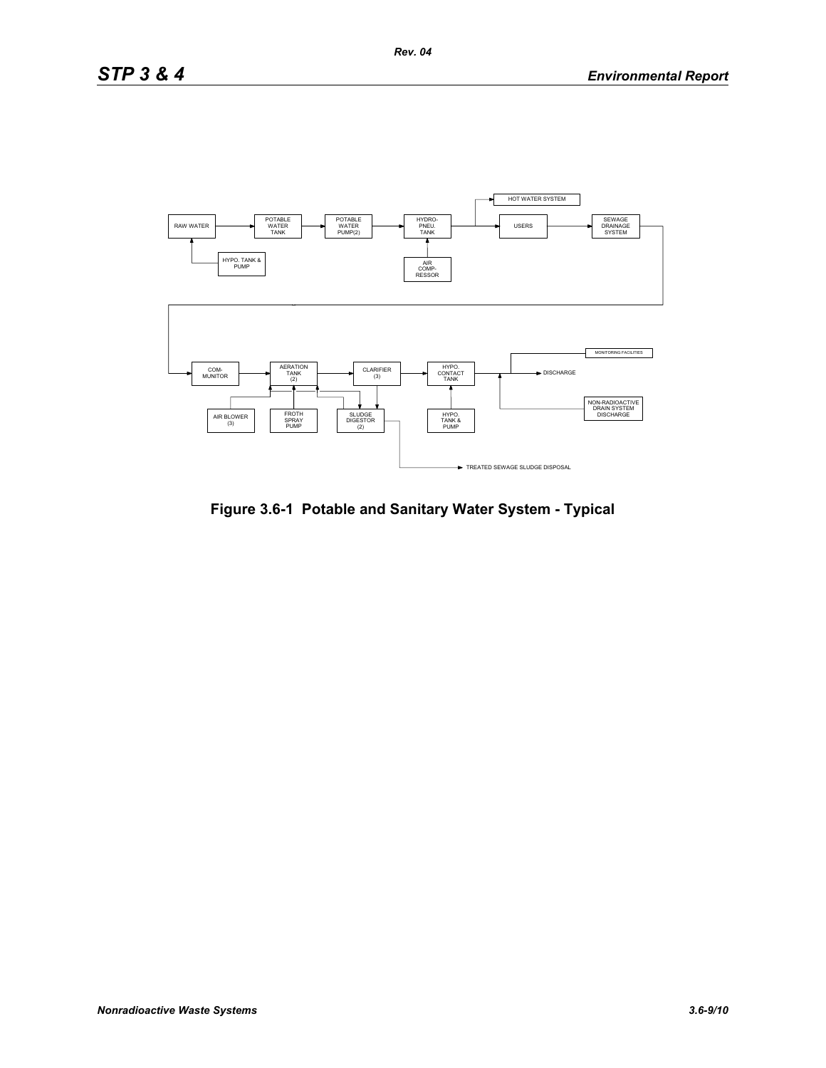RAW WATER

HYPO. TANK & PUMP

POTABLE WATER TANK

POTABLE WATER PUMP(2)

HYDRO-PNEU. TANK

AIR COMP-RESSOR

HOT WATER SYSTEM

USERS

SEWAGE DRAINAGE SYSTEM

COM-MUNITOR

AERATION TANK (2)

CLARIFIER (3)

HYPO. CONTACT TANK

MONITORING FACILITIES

DISCHARGE

NON-RADIOACTIVE DRAIN SYSTEM DISCHARGE

AIR BLOWER (3)

FROTH SPRAY PUMP

SLUDGE DIGESTOR (2)

HYPO. TANK & PUMP

TREATED SEWAGE SLUDGE DISPOSAL

**Figure 3.6-1 Potable and Sanitary Water System - Typical**